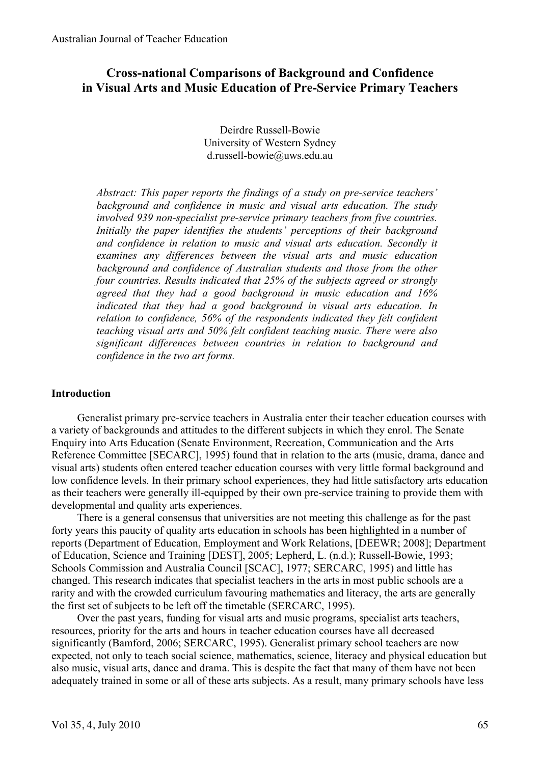# Cross-national Comparisons of Background and Confidence in Visual Arts and Music Education of Pre-Service Primary Teachers

Deirdre Russell-Bowie
University of Western Sydney
d.russell-bowie@uws.edu.au

*Abstract: This paper reports the findings of a study on pre-service teachers' background and confidence in music and visual arts education. The study involved 939 non-specialist pre-service primary teachers from five countries. Initially the paper identifies the students' perceptions of their background and confidence in relation to music and visual arts education. Secondly it examines any differences between the visual arts and music education background and confidence of Australian students and those from the other four countries. Results indicated that 25% of the subjects agreed or strongly agreed that they had a good background in music education and 16% indicated that they had a good background in visual arts education. In relation to confidence, 56% of the respondents indicated they felt confident teaching visual arts and 50% felt confident teaching music. There were also significant differences between countries in relation to background and confidence in the two art forms.*

## Introduction

Generalist primary pre-service teachers in Australia enter their teacher education courses with a variety of backgrounds and attitudes to the different subjects in which they enrol. The Senate Enquiry into Arts Education (Senate Environment, Recreation, Communication and the Arts Reference Committee [SECARC], 1995) found that in relation to the arts (music, drama, dance and visual arts) students often entered teacher education courses with very little formal background and low confidence levels. In their primary school experiences, they had little satisfactory arts education as their teachers were generally ill-equipped by their own pre-service training to provide them with developmental and quality arts experiences.

There is a general consensus that universities are not meeting this challenge as for the past forty years this paucity of quality arts education in schools has been highlighted in a number of reports (Department of Education, Employment and Work Relations, [DEEWR; 2008]; Department of Education, Science and Training [DEST], 2005; Lepherd, L. (n.d.); Russell-Bowie, 1993; Schools Commission and Australia Council [SCAC], 1977; SERCARC, 1995) and little has changed. This research indicates that specialist teachers in the arts in most public schools are a rarity and with the crowded curriculum favouring mathematics and literacy, the arts are generally the first set of subjects to be left off the timetable (SERCARC, 1995).

Over the past years, funding for visual arts and music programs, specialist arts teachers, resources, priority for the arts and hours in teacher education courses have all decreased significantly (Bamford, 2006; SERCARC, 1995). Generalist primary school teachers are now expected, not only to teach social science, mathematics, science, literacy and physical education but also music, visual arts, dance and drama. This is despite the fact that many of them have not been adequately trained in some or all of these arts subjects. As a result, many primary schools have less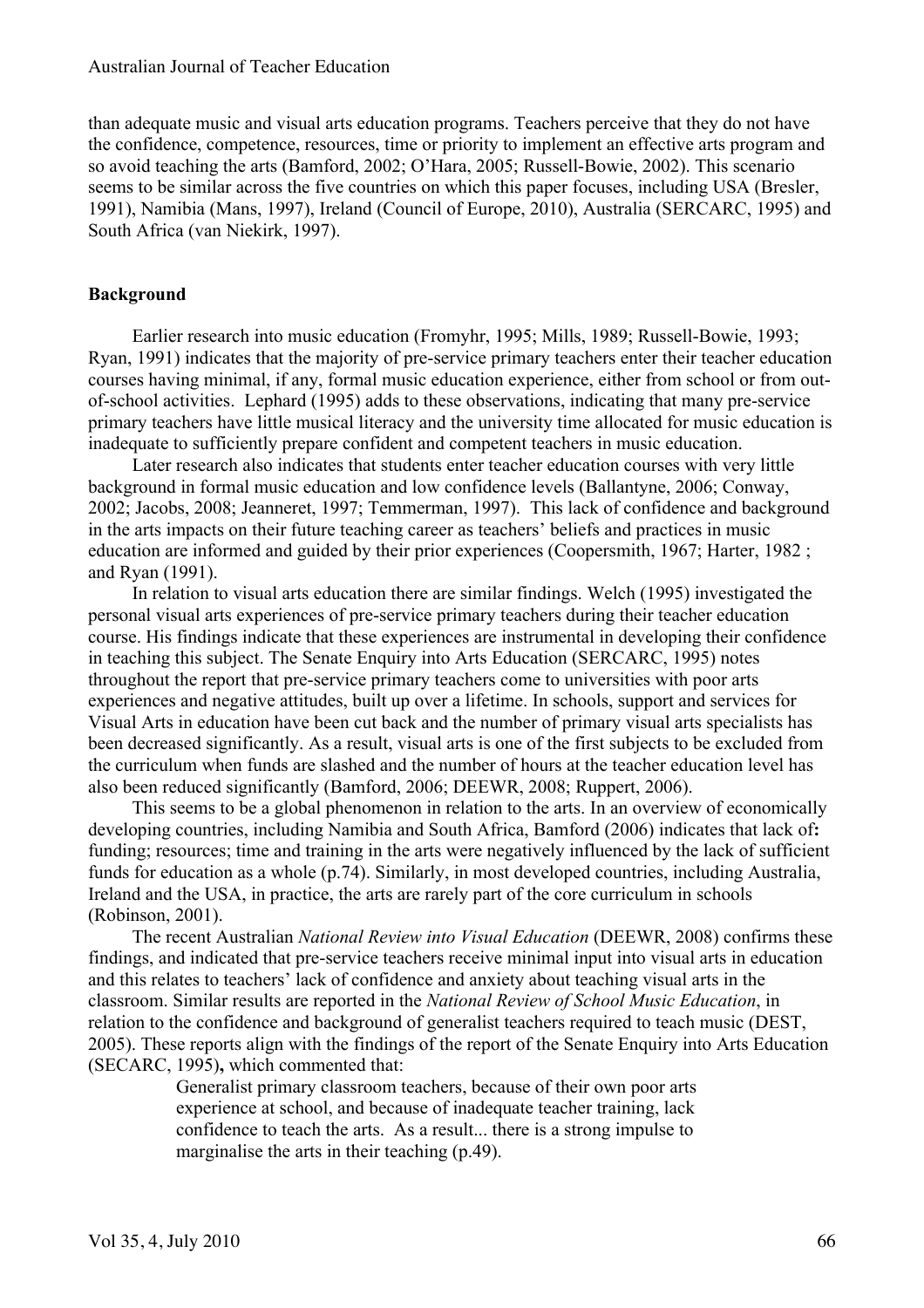than adequate music and visual arts education programs. Teachers perceive that they do not have the confidence, competence, resources, time or priority to implement an effective arts program and so avoid teaching the arts (Bamford, 2002; O'Hara, 2005; Russell-Bowie, 2002). This scenario seems to be similar across the five countries on which this paper focuses, including USA (Bresler, 1991), Namibia (Mans, 1997), Ireland (Council of Europe, 2010), Australia (SERCARC, 1995) and South Africa (van Niekirk, 1997).

## Background

Earlier research into music education (Fromyhr, 1995; Mills, 1989; Russell-Bowie, 1993; Ryan, 1991) indicates that the majority of pre-service primary teachers enter their teacher education courses having minimal, if any, formal music education experience, either from school or from out-of-school activities. Lephard (1995) adds to these observations, indicating that many pre-service primary teachers have little musical literacy and the university time allocated for music education is inadequate to sufficiently prepare confident and competent teachers in music education.

Later research also indicates that students enter teacher education courses with very little background in formal music education and low confidence levels (Ballantyne, 2006; Conway, 2002; Jacobs, 2008; Jeanneret, 1997; Temmerman, 1997). This lack of confidence and background in the arts impacts on their future teaching career as teachers' beliefs and practices in music education are informed and guided by their prior experiences (Coopersmith, 1967; Harter, 1982 ; and Ryan (1991).

In relation to visual arts education there are similar findings. Welch (1995) investigated the personal visual arts experiences of pre-service primary teachers during their teacher education course. His findings indicate that these experiences are instrumental in developing their confidence in teaching this subject. The Senate Enquiry into Arts Education (SERCARC, 1995) notes throughout the report that pre-service primary teachers come to universities with poor arts experiences and negative attitudes, built up over a lifetime. In schools, support and services for Visual Arts in education have been cut back and the number of primary visual arts specialists has been decreased significantly. As a result, visual arts is one of the first subjects to be excluded from the curriculum when funds are slashed and the number of hours at the teacher education level has also been reduced significantly (Bamford, 2006; DEEWR, 2008; Ruppert, 2006).

This seems to be a global phenomenon in relation to the arts. In an overview of economically developing countries, including Namibia and South Africa, Bamford (2006) indicates that lack of**:** funding; resources; time and training in the arts were negatively influenced by the lack of sufficient funds for education as a whole (p.74). Similarly, in most developed countries, including Australia, Ireland and the USA, in practice, the arts are rarely part of the core curriculum in schools (Robinson, 2001).

The recent Australian *National Review into Visual Education* (DEEWR, 2008) confirms these findings, and indicated that pre-service teachers receive minimal input into visual arts in education and this relates to teachers' lack of confidence and anxiety about teaching visual arts in the classroom. Similar results are reported in the *National Review of School Music Education*, in relation to the confidence and background of generalist teachers required to teach music (DEST, 2005). These reports align with the findings of the report of the Senate Enquiry into Arts Education (SECARC, 1995)**,** which commented that:

> Generalist primary classroom teachers, because of their own poor arts experience at school, and because of inadequate teacher training, lack confidence to teach the arts. As a result... there is a strong impulse to marginalise the arts in their teaching (p.49).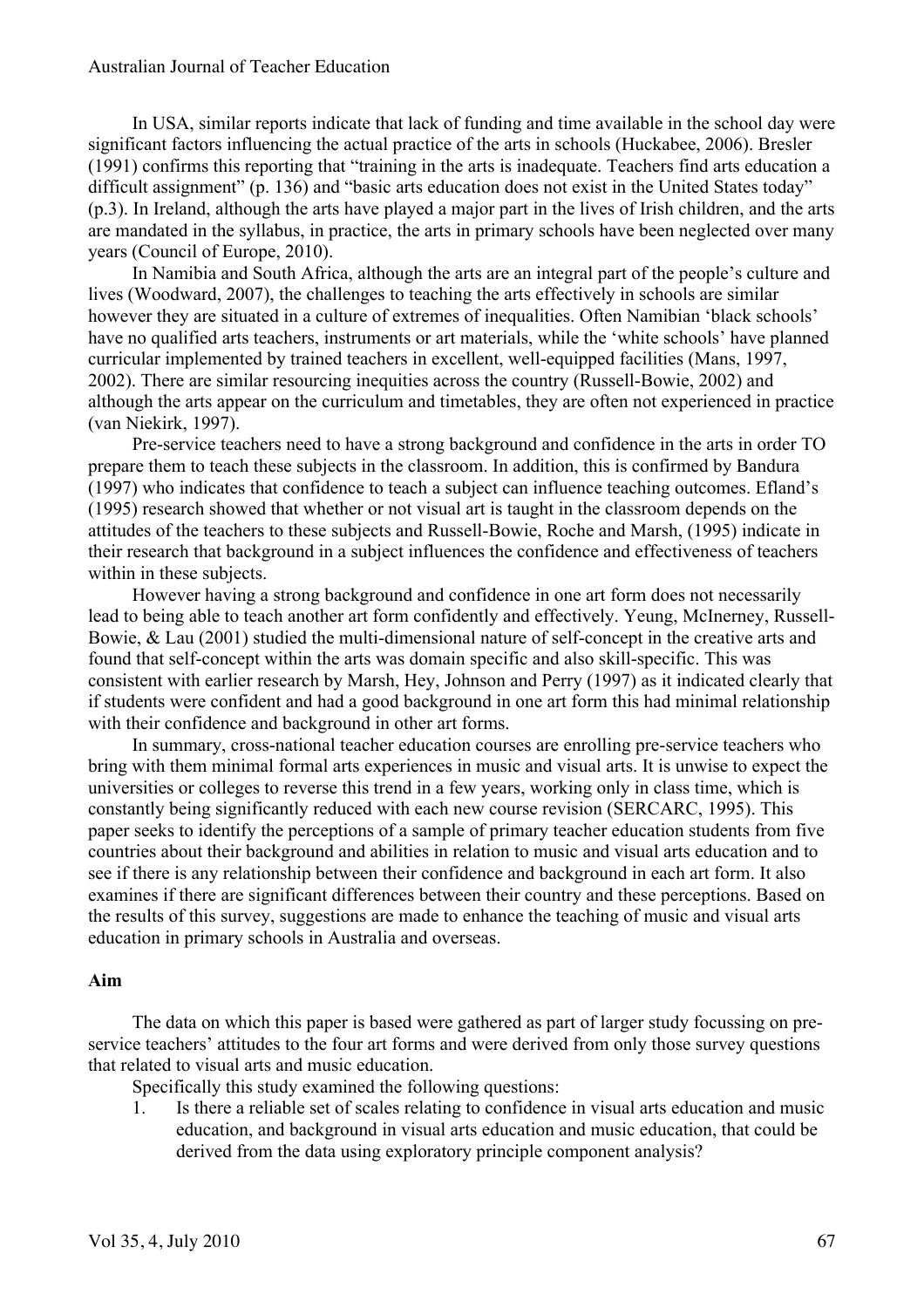In USA, similar reports indicate that lack of funding and time available in the school day were significant factors influencing the actual practice of the arts in schools (Huckabee, 2006). Bresler (1991) confirms this reporting that "training in the arts is inadequate. Teachers find arts education a difficult assignment" (p. 136) and "basic arts education does not exist in the United States today" (p.3). In Ireland, although the arts have played a major part in the lives of Irish children, and the arts are mandated in the syllabus, in practice, the arts in primary schools have been neglected over many years (Council of Europe, 2010).

In Namibia and South Africa, although the arts are an integral part of the people's culture and lives (Woodward, 2007), the challenges to teaching the arts effectively in schools are similar however they are situated in a culture of extremes of inequalities. Often Namibian 'black schools' have no qualified arts teachers, instruments or art materials, while the 'white schools' have planned curricular implemented by trained teachers in excellent, well-equipped facilities (Mans, 1997, 2002). There are similar resourcing inequities across the country (Russell-Bowie, 2002) and although the arts appear on the curriculum and timetables, they are often not experienced in practice (van Niekirk, 1997).

Pre-service teachers need to have a strong background and confidence in the arts in order TO prepare them to teach these subjects in the classroom. In addition, this is confirmed by Bandura (1997) who indicates that confidence to teach a subject can influence teaching outcomes. Efland's (1995) research showed that whether or not visual art is taught in the classroom depends on the attitudes of the teachers to these subjects and Russell-Bowie, Roche and Marsh, (1995) indicate in their research that background in a subject influences the confidence and effectiveness of teachers within in these subjects.

However having a strong background and confidence in one art form does not necessarily lead to being able to teach another art form confidently and effectively. Yeung, McInerney, Russell-Bowie, & Lau (2001) studied the multi-dimensional nature of self-concept in the creative arts and found that self-concept within the arts was domain specific and also skill-specific. This was consistent with earlier research by Marsh, Hey, Johnson and Perry (1997) as it indicated clearly that if students were confident and had a good background in one art form this had minimal relationship with their confidence and background in other art forms.

In summary, cross-national teacher education courses are enrolling pre-service teachers who bring with them minimal formal arts experiences in music and visual arts. It is unwise to expect the universities or colleges to reverse this trend in a few years, working only in class time, which is constantly being significantly reduced with each new course revision (SERCARC, 1995). This paper seeks to identify the perceptions of a sample of primary teacher education students from five countries about their background and abilities in relation to music and visual arts education and to see if there is any relationship between their confidence and background in each art form. It also examines if there are significant differences between their country and these perceptions. Based on the results of this survey, suggestions are made to enhance the teaching of music and visual arts education in primary schools in Australia and overseas.

**Aim**

The data on which this paper is based were gathered as part of larger study focussing on pre-service teachers' attitudes to the four art forms and were derived from only those survey questions that related to visual arts and music education.

Specifically this study examined the following questions:

1. Is there a reliable set of scales relating to confidence in visual arts education and music education, and background in visual arts education and music education, that could be derived from the data using exploratory principle component analysis?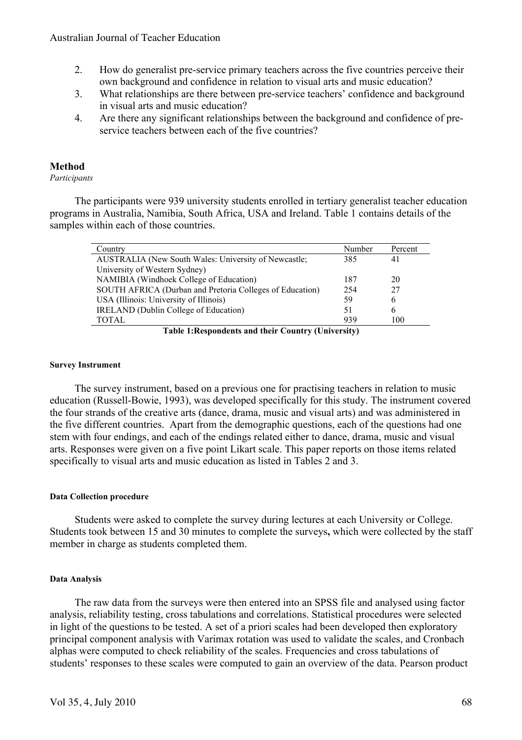2. How do generalist pre-service primary teachers across the five countries perceive their own background and confidence in relation to visual arts and music education?
3. What relationships are there between pre-service teachers' confidence and background in visual arts and music education?
4. Are there any significant relationships between the background and confidence of pre-service teachers between each of the five countries?

## Method

*Participants*

The participants were 939 university students enrolled in tertiary generalist teacher education programs in Australia, Namibia, South Africa, USA and Ireland. Table 1 contains details of the samples within each of those countries.

| Country | Number | Percent |
|---|---|---|
| AUSTRALIA (New South Wales: University of Newcastle; University of Western Sydney) | 385 | 41 |
| NAMIBIA (Windhoek College of Education) | 187 | 20 |
| SOUTH AFRICA (Durban and Pretoria Colleges of Education) | 254 | 27 |
| USA (Illinois: University of Illinois) | 59 | 6 |
| IRELAND (Dublin College of Education) | 51 | 6 |
| TOTAL | 939 | 100 |

**Table 1:Respondents and their Country (University)**

#### Survey Instrument

The survey instrument, based on a previous one for practising teachers in relation to music education (Russell-Bowie, 1993), was developed specifically for this study. The instrument covered the four strands of the creative arts (dance, drama, music and visual arts) and was administered in the five different countries. Apart from the demographic questions, each of the questions had one stem with four endings, and each of the endings related either to dance, drama, music and visual arts. Responses were given on a five point Likart scale. This paper reports on those items related specifically to visual arts and music education as listed in Tables 2 and 3.

#### Data Collection procedure

Students were asked to complete the survey during lectures at each University or College. Students took between 15 and 30 minutes to complete the surveys**,** which were collected by the staff member in charge as students completed them.

#### Data Analysis

The raw data from the surveys were then entered into an SPSS file and analysed using factor analysis, reliability testing, cross tabulations and correlations. Statistical procedures were selected in light of the questions to be tested. A set of a priori scales had been developed then exploratory principal component analysis with Varimax rotation was used to validate the scales, and Cronbach alphas were computed to check reliability of the scales. Frequencies and cross tabulations of students' responses to these scales were computed to gain an overview of the data. Pearson product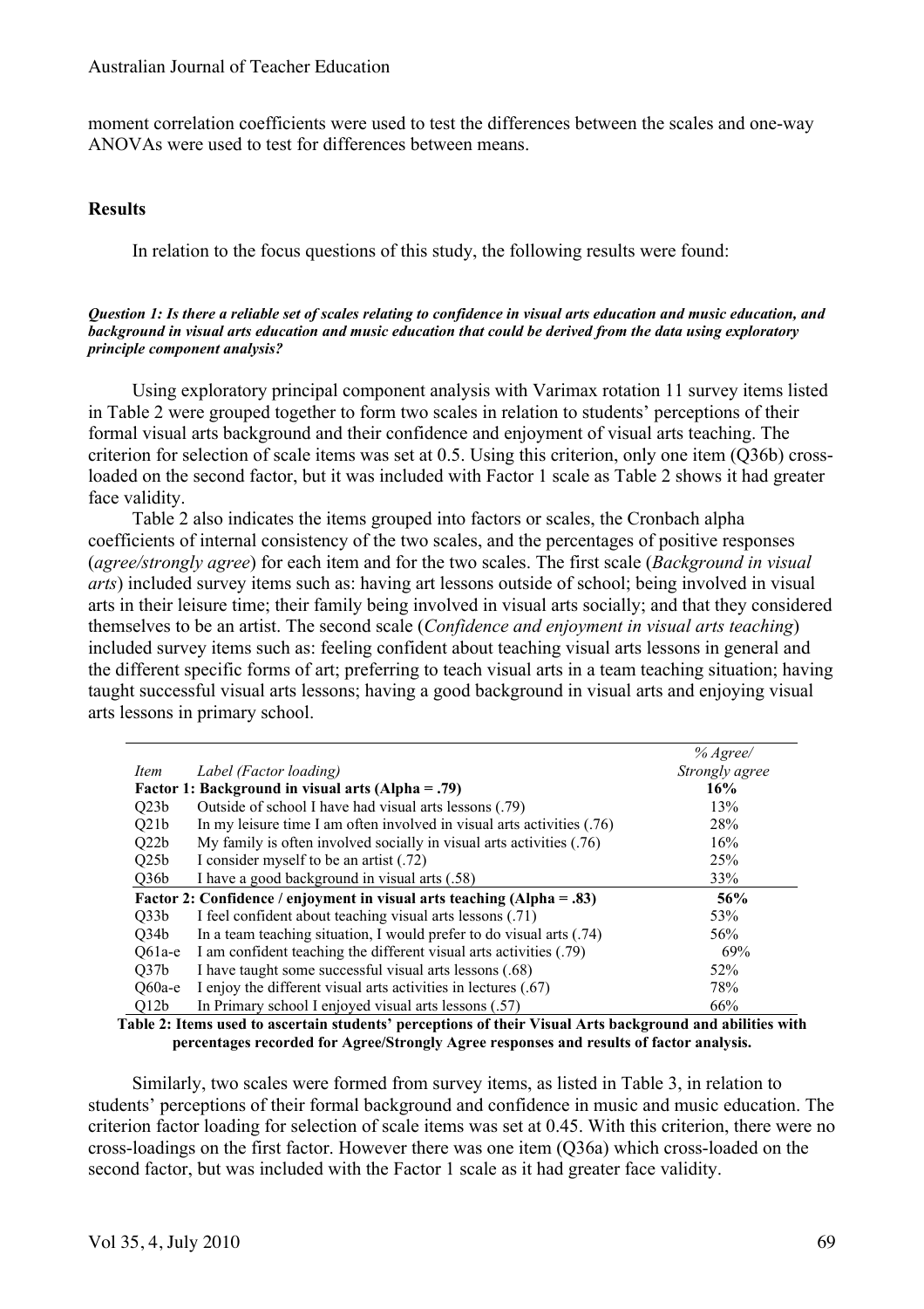moment correlation coefficients were used to test the differences between the scales and one-way ANOVAs were used to test for differences between means.

## Results

In relation to the focus questions of this study, the following results were found:

***Question 1: Is there a reliable set of scales relating to confidence in visual arts education and music education, and background in visual arts education and music education that could be derived from the data using exploratory principle component analysis?***

Using exploratory principal component analysis with Varimax rotation 11 survey items listed in Table 2 were grouped together to form two scales in relation to students' perceptions of their formal visual arts background and their confidence and enjoyment of visual arts teaching. The criterion for selection of scale items was set at 0.5. Using this criterion, only one item (Q36b) cross-loaded on the second factor, but it was included with Factor 1 scale as Table 2 shows it had greater face validity.

Table 2 also indicates the items grouped into factors or scales, the Cronbach alpha coefficients of internal consistency of the two scales, and the percentages of positive responses (*agree/strongly agree*) for each item and for the two scales. The first scale (*Background in visual arts*) included survey items such as: having art lessons outside of school; being involved in visual arts in their leisure time; their family being involved in visual arts socially; and that they considered themselves to be an artist. The second scale (*Confidence and enjoyment in visual arts teaching*) included survey items such as: feeling confident about teaching visual arts lessons in general and the different specific forms of art; preferring to teach visual arts in a team teaching situation; having taught successful visual arts lessons; having a good background in visual arts and enjoying visual arts lessons in primary school.

| *Item* | *Label (Factor loading)* | *% Agree/ Strongly agree* |
|---|---|---|
| | **Factor 1: Background in visual arts (Alpha = .79)** | **16%** |
| Q23b | Outside of school I have had visual arts lessons (.79) | 13% |
| Q21b | In my leisure time I am often involved in visual arts activities (.76) | 28% |
| Q22b | My family is often involved socially in visual arts activities (.76) | 16% |
| Q25b | I consider myself to be an artist (.72) | 25% |
| Q36b | I have a good background in visual arts (.58) | 33% |
| | **Factor 2: Confidence / enjoyment in visual arts teaching (Alpha = .83)** | **56%** |
| Q33b | I feel confident about teaching visual arts lessons (.71) | 53% |
| Q34b | In a team teaching situation, I would prefer to do visual arts (.74) | 56% |
| Q61a-e | I am confident teaching the different visual arts activities (.79) | 69% |
| Q37b | I have taught some successful visual arts lessons (.68) | 52% |
| Q60a-e | I enjoy the different visual arts activities in lectures (.67) | 78% |
| Q12b | In Primary school I enjoyed visual arts lessons (.57) | 66% |

**Table 2: Items used to ascertain students' perceptions of their Visual Arts background and abilities with percentages recorded for Agree/Strongly Agree responses and results of factor analysis.**

Similarly, two scales were formed from survey items, as listed in Table 3, in relation to students' perceptions of their formal background and confidence in music and music education. The criterion factor loading for selection of scale items was set at 0.45. With this criterion, there were no cross-loadings on the first factor. However there was one item (Q36a) which cross-loaded on the second factor, but was included with the Factor 1 scale as it had greater face validity.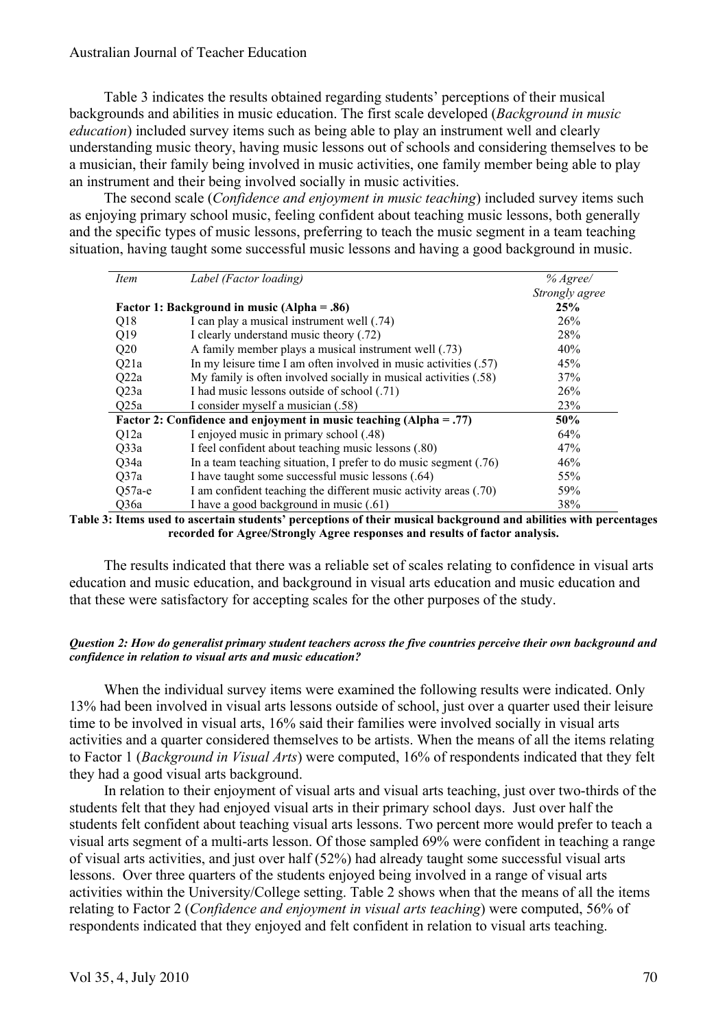Table 3 indicates the results obtained regarding students' perceptions of their musical backgrounds and abilities in music education. The first scale developed (*Background in music education*) included survey items such as being able to play an instrument well and clearly understanding music theory, having music lessons out of schools and considering themselves to be a musician, their family being involved in music activities, one family member being able to play an instrument and their being involved socially in music activities.

The second scale (*Confidence and enjoyment in music teaching*) included survey items such as enjoying primary school music, feeling confident about teaching music lessons, both generally and the specific types of music lessons, preferring to teach the music segment in a team teaching situation, having taught some successful music lessons and having a good background in music.

| *Item* | *Label (Factor loading)* | *% Agree/ Strongly agree* |
|---|---|---|
| **Factor 1: Background in music (Alpha = .86)** | | **25%** |
| Q18 | I can play a musical instrument well (.74) | 26% |
| Q19 | I clearly understand music theory (.72) | 28% |
| Q20 | A family member plays a musical instrument well (.73) | 40% |
| Q21a | In my leisure time I am often involved in music activities (.57) | 45% |
| Q22a | My family is often involved socially in musical activities (.58) | 37% |
| Q23a | I had music lessons outside of school (.71) | 26% |
| Q25a | I consider myself a musician (.58) | 23% |
| **Factor 2: Confidence and enjoyment in music teaching (Alpha = .77)** | | **50%** |
| Q12a | I enjoyed music in primary school (.48) | 64% |
| Q33a | I feel confident about teaching music lessons (.80) | 47% |
| Q34a | In a team teaching situation, I prefer to do music segment (.76) | 46% |
| Q37a | I have taught some successful music lessons (.64) | 55% |
| Q57a-e | I am confident teaching the different music activity areas (.70) | 59% |
| Q36a | I have a good background in music (.61) | 38% |

**Table 3: Items used to ascertain students' perceptions of their musical background and abilities with percentages recorded for Agree/Strongly Agree responses and results of factor analysis.**

The results indicated that there was a reliable set of scales relating to confidence in visual arts education and music education, and background in visual arts education and music education and that these were satisfactory for accepting scales for the other purposes of the study.

##### *Question 2: How do generalist primary student teachers across the five countries perceive their own background and confidence in relation to visual arts and music education?*

When the individual survey items were examined the following results were indicated. Only 13% had been involved in visual arts lessons outside of school, just over a quarter used their leisure time to be involved in visual arts, 16% said their families were involved socially in visual arts activities and a quarter considered themselves to be artists. When the means of all the items relating to Factor 1 (*Background in Visual Arts*) were computed, 16% of respondents indicated that they felt they had a good visual arts background.

In relation to their enjoyment of visual arts and visual arts teaching, just over two-thirds of the students felt that they had enjoyed visual arts in their primary school days. Just over half the students felt confident about teaching visual arts lessons. Two percent more would prefer to teach a visual arts segment of a multi-arts lesson. Of those sampled 69% were confident in teaching a range of visual arts activities, and just over half (52%) had already taught some successful visual arts lessons. Over three quarters of the students enjoyed being involved in a range of visual arts activities within the University/College setting. Table 2 shows when that the means of all the items relating to Factor 2 (*Confidence and enjoyment in visual arts teaching*) were computed, 56% of respondents indicated that they enjoyed and felt confident in relation to visual arts teaching.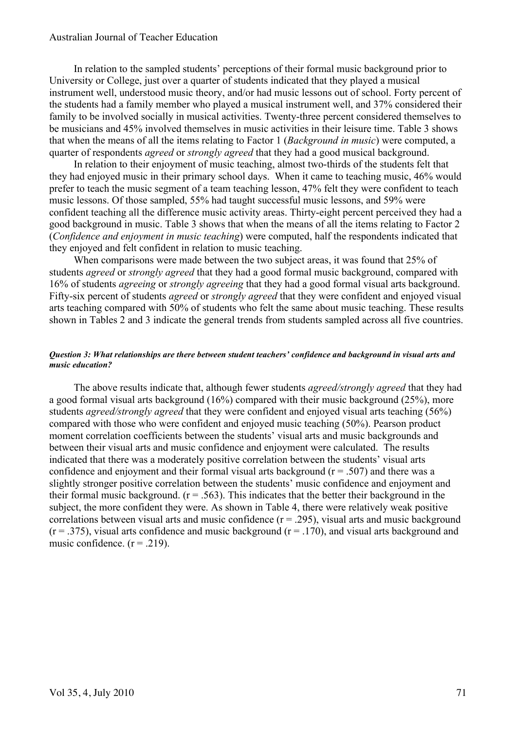In relation to the sampled students' perceptions of their formal music background prior to University or College, just over a quarter of students indicated that they played a musical instrument well, understood music theory, and/or had music lessons out of school. Forty percent of the students had a family member who played a musical instrument well, and 37% considered their family to be involved socially in musical activities. Twenty-three percent considered themselves to be musicians and 45% involved themselves in music activities in their leisure time. Table 3 shows that when the means of all the items relating to Factor 1 (*Background in music*) were computed, a quarter of respondents *agreed* or *strongly agreed* that they had a good musical background.

In relation to their enjoyment of music teaching, almost two-thirds of the students felt that they had enjoyed music in their primary school days. When it came to teaching music, 46% would prefer to teach the music segment of a team teaching lesson, 47% felt they were confident to teach music lessons. Of those sampled, 55% had taught successful music lessons, and 59% were confident teaching all the difference music activity areas. Thirty-eight percent perceived they had a good background in music. Table 3 shows that when the means of all the items relating to Factor 2 (*Confidence and enjoyment in music teaching*) were computed, half the respondents indicated that they enjoyed and felt confident in relation to music teaching.

When comparisons were made between the two subject areas, it was found that 25% of students *agreed* or *strongly agreed* that they had a good formal music background, compared with 16% of students *agreeing* or *strongly agreeing* that they had a good formal visual arts background. Fifty-six percent of students *agreed* or *strongly agreed* that they were confident and enjoyed visual arts teaching compared with 50% of students who felt the same about music teaching. These results shown in Tables 2 and 3 indicate the general trends from students sampled across all five countries.

#### ***Question 3: What relationships are there between student teachers' confidence and background in visual arts and music education?***

The above results indicate that, although fewer students *agreed/strongly agreed* that they had a good formal visual arts background (16%) compared with their music background (25%), more students *agreed/strongly agreed* that they were confident and enjoyed visual arts teaching (56%) compared with those who were confident and enjoyed music teaching (50%). Pearson product moment correlation coefficients between the students' visual arts and music backgrounds and between their visual arts and music confidence and enjoyment were calculated. The results indicated that there was a moderately positive correlation between the students' visual arts confidence and enjoyment and their formal visual arts background ($r = .507$) and there was a slightly stronger positive correlation between the students' music confidence and enjoyment and their formal music background. ($r = .563$). This indicates that the better their background in the subject, the more confident they were. As shown in Table 4, there were relatively weak positive correlations between visual arts and music confidence ($r = .295$), visual arts and music background ($r = .375$), visual arts confidence and music background ($r = .170$), and visual arts background and music confidence. ($r = .219$).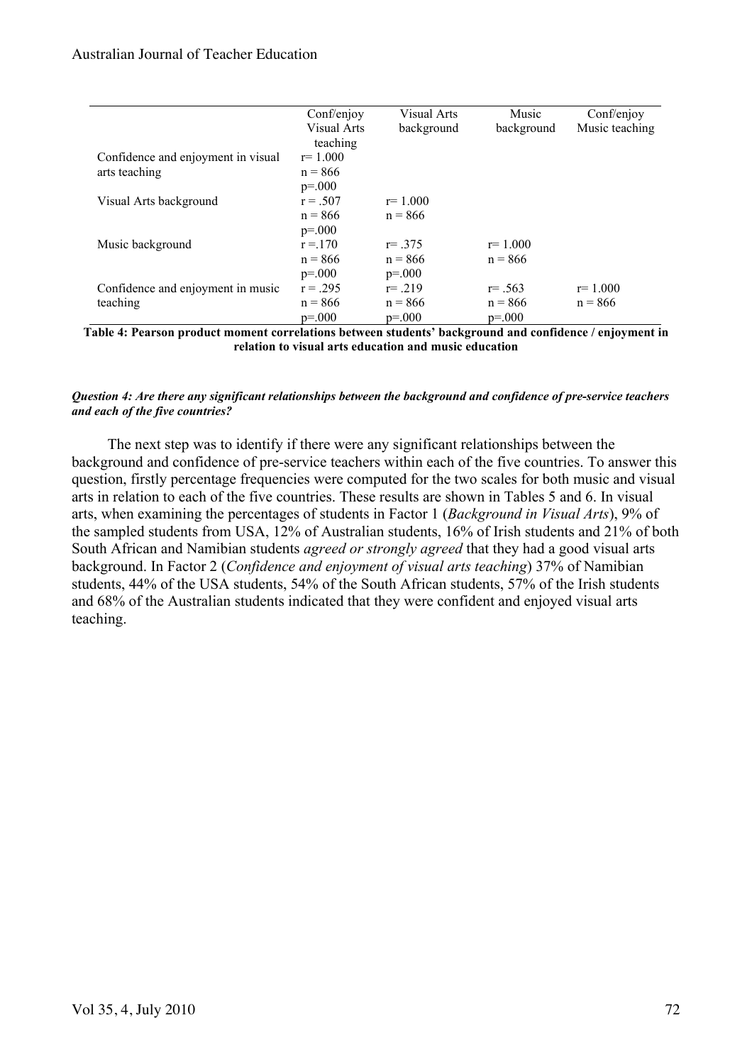| | Conf/enjoy Visual Arts teaching | Visual Arts background | Music background | Conf/enjoy Music teaching |
|---|---|---|---|---|
| Confidence and enjoyment in visual arts teaching | r= 1.000<br>n = 866<br>p=.000 | | | |
| Visual Arts background | r = .507<br>n = 866<br>p=.000 | r= 1.000<br>n = 866 | | |
| Music background | r =.170<br>n = 866<br>p=.000 | r= .375<br>n = 866<br>p=.000 | r= 1.000<br>n = 866 | |
| Confidence and enjoyment in music teaching | r = .295<br>n = 866<br>p=.000 | r= .219<br>n = 866<br>p=.000 | r= .563<br>n = 866<br>p=.000 | r= 1.000<br>n = 866 |

**Table 4: Pearson product moment correlations between students' background and confidence / enjoyment in relation to visual arts education and music education**

***Question 4: Are there any significant relationships between the background and confidence of pre-service teachers and each of the five countries?***

The next step was to identify if there were any significant relationships between the background and confidence of pre-service teachers within each of the five countries. To answer this question, firstly percentage frequencies were computed for the two scales for both music and visual arts in relation to each of the five countries. These results are shown in Tables 5 and 6. In visual arts, when examining the percentages of students in Factor 1 (*Background in Visual Arts*), 9% of the sampled students from USA, 12% of Australian students, 16% of Irish students and 21% of both South African and Namibian students *agreed or strongly agreed* that they had a good visual arts background. In Factor 2 (*Confidence and enjoyment of visual arts teaching*) 37% of Namibian students, 44% of the USA students, 54% of the South African students, 57% of the Irish students and 68% of the Australian students indicated that they were confident and enjoyed visual arts teaching.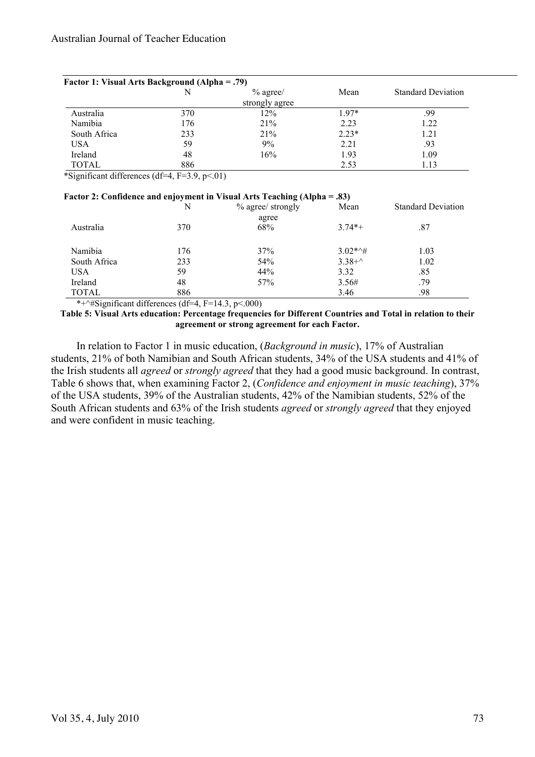**Factor 1: Visual Arts Background (Alpha = .79)**

| | N | % agree/ strongly agree | Mean | Standard Deviation |
|---|---|---|---|---|
| Australia | 370 | 12% | 1.97* | .99 |
| Namibia | 176 | 21% | 2.23 | 1.22 |
| South Africa | 233 | 21% | 2.23* | 1.21 |
| USA | 59 | 9% | 2.21 | .93 |
| Ireland | 48 | 16% | 1.93 | 1.09 |
| TOTAL | 886 | | 2.53 | 1.13 |

*Significant differences (df=4, F=3.9, p<.01)

**Factor 2: Confidence and enjoyment in Visual Arts Teaching (Alpha = .83)**

| | N | % agree/ strongly agree | Mean | Standard Deviation |
|---|---|---|---|---|
| Australia | 370 | 68% | 3.74*+ | .87 |
| Namibia | 176 | 37% | 3.02*^# | 1.03 |
| South Africa | 233 | 54% | 3.38+^ | 1.02 |
| USA | 59 | 44% | 3.32 | .85 |
| Ireland | 48 | 57% | 3.56# | .79 |
| TOTAL | 886 | | 3.46 | .98 |

*+^#Significant differences (df=4, F=14.3, p<.000)

**Table 5: Visual Arts education: Percentage frequencies for Different Countries and Total in relation to their agreement or strong agreement for each Factor.**

In relation to Factor 1 in music education, (*Background in music*), 17% of Australian students, 21% of both Namibian and South African students, 34% of the USA students and 41% of the Irish students all *agreed* or *strongly agreed* that they had a good music background. In contrast, Table 6 shows that, when examining Factor 2, (*Confidence and enjoyment in music teaching*), 37% of the USA students, 39% of the Australian students, 42% of the Namibian students, 52% of the South African students and 63% of the Irish students *agreed* or *strongly agreed* that they enjoyed and were confident in music teaching.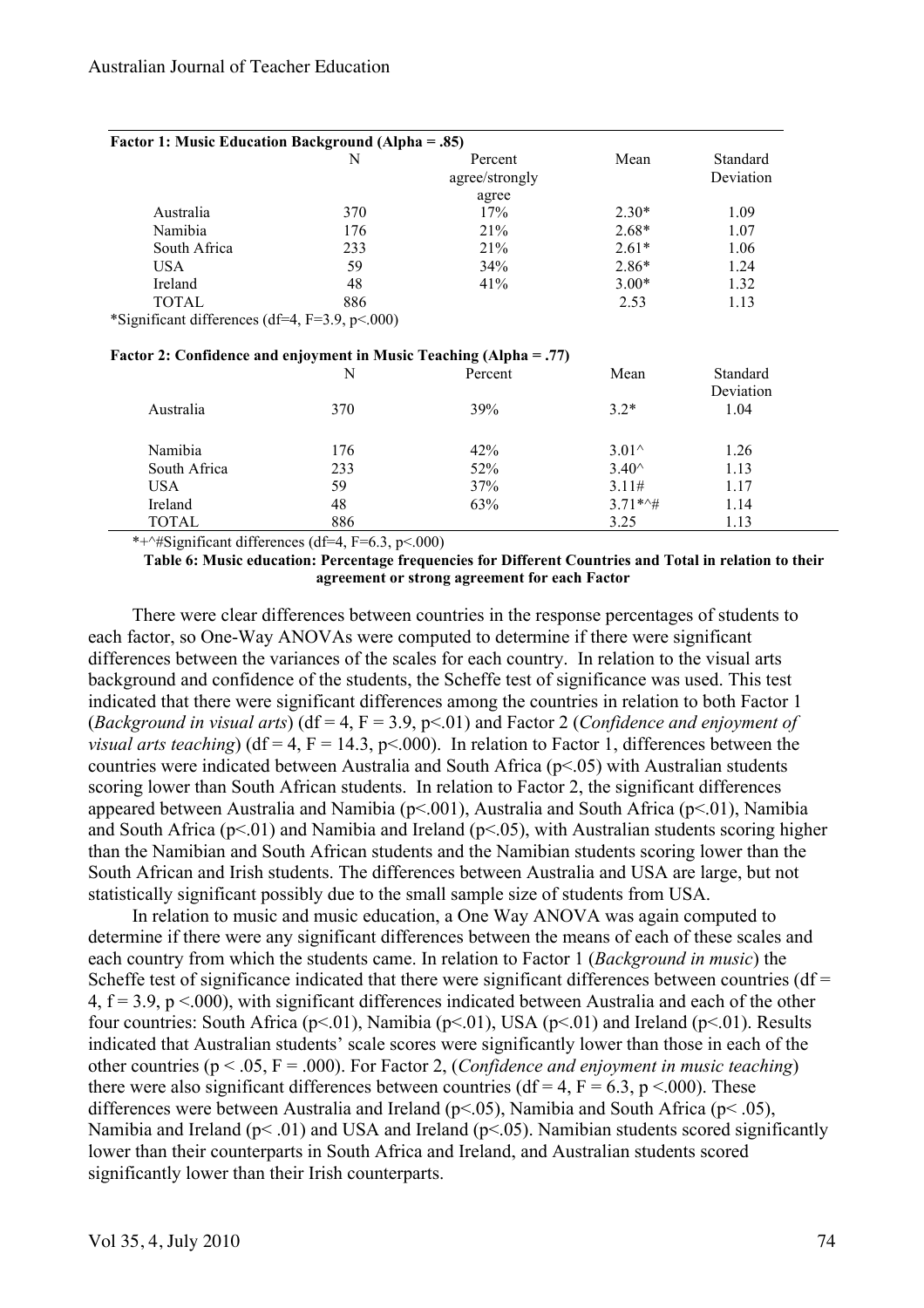**Factor 1: Music Education Background (Alpha = .85)**

| | N | Percent agree/strongly agree | Mean | Standard Deviation |
|---|---|---|---|---|
| Australia | 370 | 17% | 2.30* | 1.09 |
| Namibia | 176 | 21% | 2.68* | 1.07 |
| South Africa | 233 | 21% | 2.61* | 1.06 |
| USA | 59 | 34% | 2.86* | 1.24 |
| Ireland | 48 | 41% | 3.00* | 1.32 |
| TOTAL | 886 | | 2.53 | 1.13 |

*Significant differences (df=4, F=3.9, p<.000)

**Factor 2: Confidence and enjoyment in Music Teaching (Alpha = .77)**

| | N | Percent | Mean | Standard Deviation |
|---|---|---|---|---|
| Australia | 370 | 39% | 3.2* | 1.04 |
| Namibia | 176 | 42% | 3.01^ | 1.26 |
| South Africa | 233 | 52% | 3.40^ | 1.13 |
| USA | 59 | 37% | 3.11# | 1.17 |
| Ireland | 48 | 63% | 3.71*^# | 1.14 |
| TOTAL | 886 | | 3.25 | 1.13 |

*+^#Significant differences (df=4, F=6.3, p<.000)

**Table 6: Music education: Percentage frequencies for Different Countries and Total in relation to their agreement or strong agreement for each Factor**

There were clear differences between countries in the response percentages of students to each factor, so One-Way ANOVAs were computed to determine if there were significant differences between the variances of the scales for each country. In relation to the visual arts background and confidence of the students, the Scheffe test of significance was used. This test indicated that there were significant differences among the countries in relation to both Factor 1 (*Background in visual arts*) (df = 4, F = 3.9, p<.01) and Factor 2 (*Confidence and enjoyment of visual arts teaching*) (df = 4, F = 14.3, p<.000). In relation to Factor 1, differences between the countries were indicated between Australia and South Africa (p<.05) with Australian students scoring lower than South African students. In relation to Factor 2, the significant differences appeared between Australia and Namibia (p<.001), Australia and South Africa (p<.01), Namibia and South Africa (p<.01) and Namibia and Ireland (p<.05), with Australian students scoring higher than the Namibian and South African students and the Namibian students scoring lower than the South African and Irish students. The differences between Australia and USA are large, but not statistically significant possibly due to the small sample size of students from USA.

In relation to music and music education, a One Way ANOVA was again computed to determine if there were any significant differences between the means of each of these scales and each country from which the students came. In relation to Factor 1 (*Background in music*) the Scheffe test of significance indicated that there were significant differences between countries (df = 4, f = 3.9, p <.000), with significant differences indicated between Australia and each of the other four countries: South Africa (p<.01), Namibia (p<.01), USA (p<.01) and Ireland (p<.01). Results indicated that Australian students' scale scores were significantly lower than those in each of the other countries (p < .05, F = .000). For Factor 2, (*Confidence and enjoyment in music teaching*) there were also significant differences between countries (df = 4, F = 6.3, p <.000). These differences were between Australia and Ireland (p<.05), Namibia and South Africa (p< .05), Namibia and Ireland (p< .01) and USA and Ireland (p<.05). Namibian students scored significantly lower than their counterparts in South Africa and Ireland, and Australian students scored significantly lower than their Irish counterparts.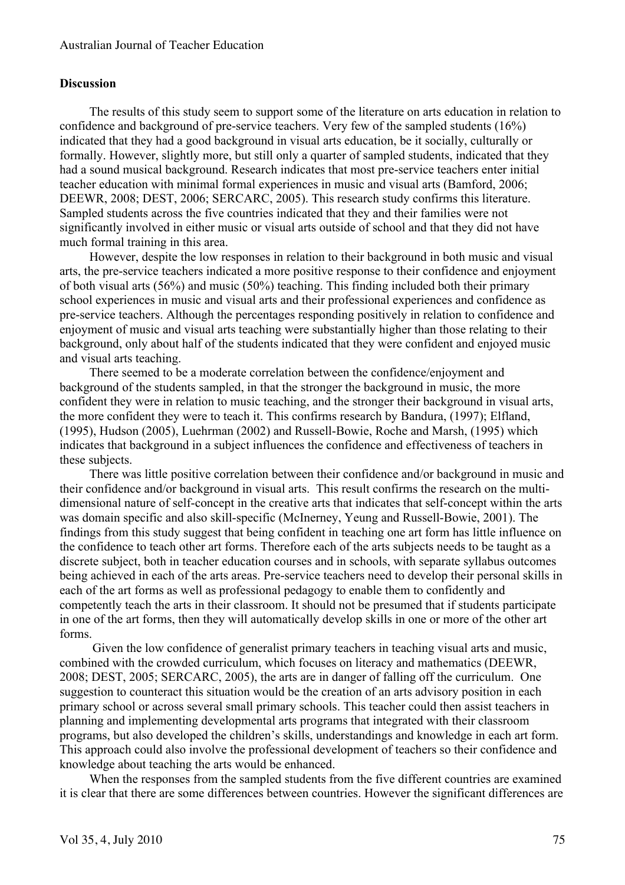**Discussion**

The results of this study seem to support some of the literature on arts education in relation to confidence and background of pre-service teachers. Very few of the sampled students (16%) indicated that they had a good background in visual arts education, be it socially, culturally or formally. However, slightly more, but still only a quarter of sampled students, indicated that they had a sound musical background. Research indicates that most pre-service teachers enter initial teacher education with minimal formal experiences in music and visual arts (Bamford, 2006; DEEWR, 2008; DEST, 2006; SERCARC, 2005). This research study confirms this literature. Sampled students across the five countries indicated that they and their families were not significantly involved in either music or visual arts outside of school and that they did not have much formal training in this area.

However, despite the low responses in relation to their background in both music and visual arts, the pre-service teachers indicated a more positive response to their confidence and enjoyment of both visual arts (56%) and music (50%) teaching. This finding included both their primary school experiences in music and visual arts and their professional experiences and confidence as pre-service teachers. Although the percentages responding positively in relation to confidence and enjoyment of music and visual arts teaching were substantially higher than those relating to their background, only about half of the students indicated that they were confident and enjoyed music and visual arts teaching.

There seemed to be a moderate correlation between the confidence/enjoyment and background of the students sampled, in that the stronger the background in music, the more confident they were in relation to music teaching, and the stronger their background in visual arts, the more confident they were to teach it. This confirms research by Bandura, (1997); Elfland, (1995), Hudson (2005), Luehrman (2002) and Russell-Bowie, Roche and Marsh, (1995) which indicates that background in a subject influences the confidence and effectiveness of teachers in these subjects.

There was little positive correlation between their confidence and/or background in music and their confidence and/or background in visual arts. This result confirms the research on the multi-dimensional nature of self-concept in the creative arts that indicates that self-concept within the arts was domain specific and also skill-specific (McInerney, Yeung and Russell-Bowie, 2001). The findings from this study suggest that being confident in teaching one art form has little influence on the confidence to teach other art forms. Therefore each of the arts subjects needs to be taught as a discrete subject, both in teacher education courses and in schools, with separate syllabus outcomes being achieved in each of the arts areas. Pre-service teachers need to develop their personal skills in each of the art forms as well as professional pedagogy to enable them to confidently and competently teach the arts in their classroom. It should not be presumed that if students participate in one of the art forms, then they will automatically develop skills in one or more of the other art forms.

Given the low confidence of generalist primary teachers in teaching visual arts and music, combined with the crowded curriculum, which focuses on literacy and mathematics (DEEWR, 2008; DEST, 2005; SERCARC, 2005), the arts are in danger of falling off the curriculum. One suggestion to counteract this situation would be the creation of an arts advisory position in each primary school or across several small primary schools. This teacher could then assist teachers in planning and implementing developmental arts programs that integrated with their classroom programs, but also developed the children's skills, understandings and knowledge in each art form. This approach could also involve the professional development of teachers so their confidence and knowledge about teaching the arts would be enhanced.

When the responses from the sampled students from the five different countries are examined it is clear that there are some differences between countries. However the significant differences are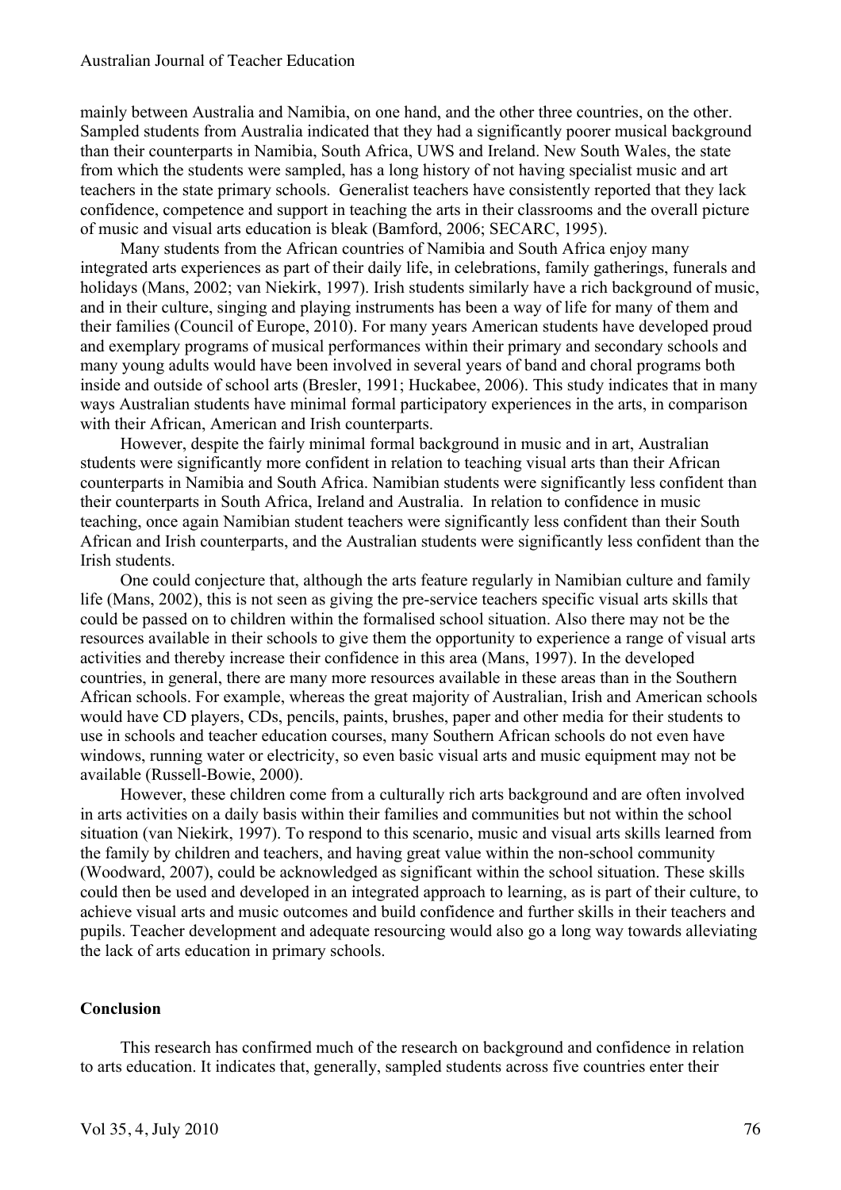mainly between Australia and Namibia, on one hand, and the other three countries, on the other. Sampled students from Australia indicated that they had a significantly poorer musical background than their counterparts in Namibia, South Africa, UWS and Ireland. New South Wales, the state from which the students were sampled, has a long history of not having specialist music and art teachers in the state primary schools. Generalist teachers have consistently reported that they lack confidence, competence and support in teaching the arts in their classrooms and the overall picture of music and visual arts education is bleak (Bamford, 2006; SECARC, 1995).

Many students from the African countries of Namibia and South Africa enjoy many integrated arts experiences as part of their daily life, in celebrations, family gatherings, funerals and holidays (Mans, 2002; van Niekirk, 1997). Irish students similarly have a rich background of music, and in their culture, singing and playing instruments has been a way of life for many of them and their families (Council of Europe, 2010). For many years American students have developed proud and exemplary programs of musical performances within their primary and secondary schools and many young adults would have been involved in several years of band and choral programs both inside and outside of school arts (Bresler, 1991; Huckabee, 2006). This study indicates that in many ways Australian students have minimal formal participatory experiences in the arts, in comparison with their African, American and Irish counterparts.

However, despite the fairly minimal formal background in music and in art, Australian students were significantly more confident in relation to teaching visual arts than their African counterparts in Namibia and South Africa. Namibian students were significantly less confident than their counterparts in South Africa, Ireland and Australia. In relation to confidence in music teaching, once again Namibian student teachers were significantly less confident than their South African and Irish counterparts, and the Australian students were significantly less confident than the Irish students.

One could conjecture that, although the arts feature regularly in Namibian culture and family life (Mans, 2002), this is not seen as giving the pre-service teachers specific visual arts skills that could be passed on to children within the formalised school situation. Also there may not be the resources available in their schools to give them the opportunity to experience a range of visual arts activities and thereby increase their confidence in this area (Mans, 1997). In the developed countries, in general, there are many more resources available in these areas than in the Southern African schools. For example, whereas the great majority of Australian, Irish and American schools would have CD players, CDs, pencils, paints, brushes, paper and other media for their students to use in schools and teacher education courses, many Southern African schools do not even have windows, running water or electricity, so even basic visual arts and music equipment may not be available (Russell-Bowie, 2000).

However, these children come from a culturally rich arts background and are often involved in arts activities on a daily basis within their families and communities but not within the school situation (van Niekirk, 1997). To respond to this scenario, music and visual arts skills learned from the family by children and teachers, and having great value within the non-school community (Woodward, 2007), could be acknowledged as significant within the school situation. These skills could then be used and developed in an integrated approach to learning, as is part of their culture, to achieve visual arts and music outcomes and build confidence and further skills in their teachers and pupils. Teacher development and adequate resourcing would also go a long way towards alleviating the lack of arts education in primary schools.

## Conclusion

This research has confirmed much of the research on background and confidence in relation to arts education. It indicates that, generally, sampled students across five countries enter their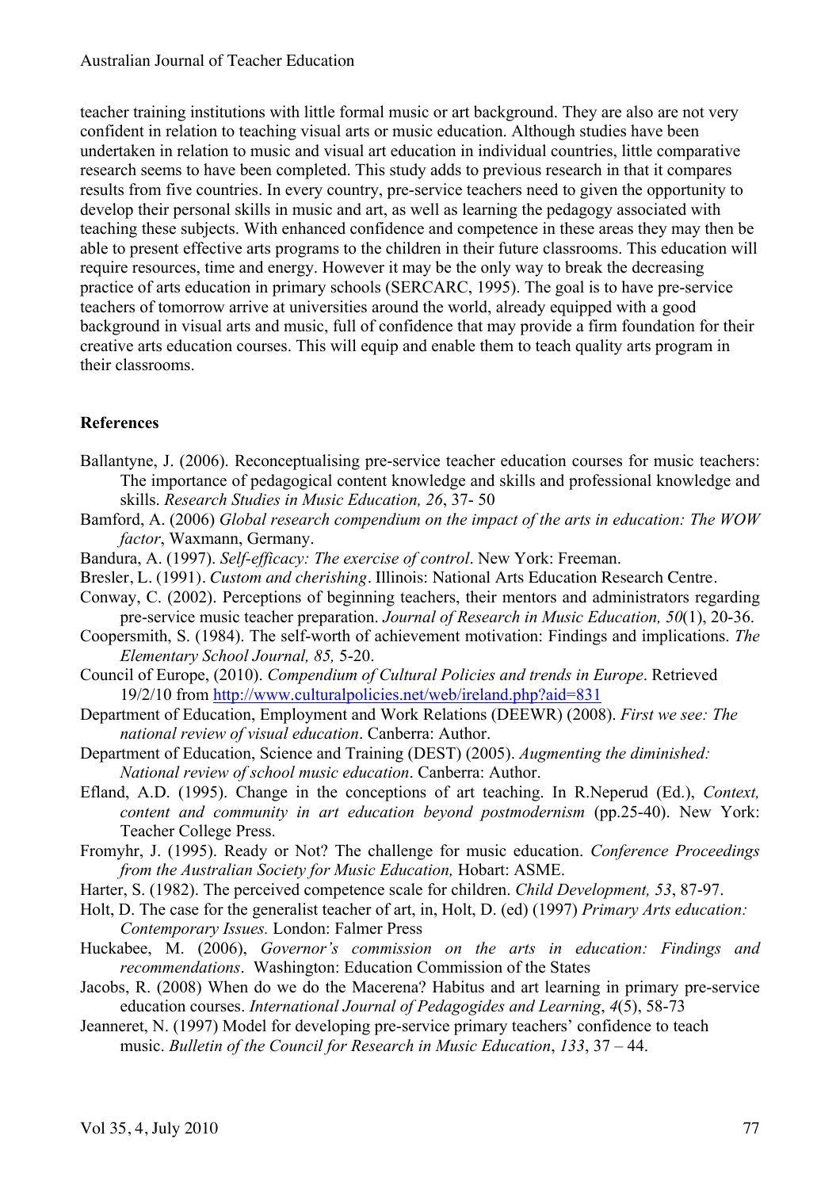teacher training institutions with little formal music or art background. They are also are not very confident in relation to teaching visual arts or music education. Although studies have been undertaken in relation to music and visual art education in individual countries, little comparative research seems to have been completed. This study adds to previous research in that it compares results from five countries. In every country, pre-service teachers need to given the opportunity to develop their personal skills in music and art, as well as learning the pedagogy associated with teaching these subjects. With enhanced confidence and competence in these areas they may then be able to present effective arts programs to the children in their future classrooms. This education will require resources, time and energy. However it may be the only way to break the decreasing practice of arts education in primary schools (SERCARC, 1995). The goal is to have pre-service teachers of tomorrow arrive at universities around the world, already equipped with a good background in visual arts and music, full of confidence that may provide a firm foundation for their creative arts education courses. This will equip and enable them to teach quality arts program in their classrooms.

**References**

Ballantyne, J. (2006). Reconceptualising pre-service teacher education courses for music teachers: The importance of pedagogical content knowledge and skills and professional knowledge and skills. *Research Studies in Music Education, 26*, 37- 50

Bamford, A. (2006) *Global research compendium on the impact of the arts in education: The WOW factor*, Waxmann, Germany.

Bandura, A. (1997). *Self-efficacy: The exercise of control*. New York: Freeman.

Bresler, L. (1991). *Custom and cherishing*. Illinois: National Arts Education Research Centre.

Conway, C. (2002). Perceptions of beginning teachers, their mentors and administrators regarding pre-service music teacher preparation. *Journal of Research in Music Education, 50*(1), 20-36.

Coopersmith, S. (1984). The self-worth of achievement motivation: Findings and implications. *The Elementary School Journal, 85,* 5-20.

Council of Europe, (2010). *Compendium of Cultural Policies and trends in Europe*. Retrieved 19/2/10 from http://www.culturalpolicies.net/web/ireland.php?aid=831

Department of Education, Employment and Work Relations (DEEWR) (2008). *First we see: The national review of visual education*. Canberra: Author.

Department of Education, Science and Training (DEST) (2005). *Augmenting the diminished: National review of school music education*. Canberra: Author.

Efland, A.D. (1995). Change in the conceptions of art teaching. In R.Neperud (Ed.), *Context, content and community in art education beyond postmodernism* (pp.25-40). New York: Teacher College Press.

Fromyhr, J. (1995). Ready or Not? The challenge for music education. *Conference Proceedings from the Australian Society for Music Education,* Hobart: ASME.

Harter, S. (1982). The perceived competence scale for children. *Child Development, 53*, 87-97.

Holt, D. The case for the generalist teacher of art, in, Holt, D. (ed) (1997) *Primary Arts education: Contemporary Issues.* London: Falmer Press

Huckabee, M. (2006), *Governor's commission on the arts in education: Findings and recommendations*. Washington: Education Commission of the States

Jacobs, R. (2008) When do we do the Macerena? Habitus and art learning in primary pre-service education courses. *International Journal of Pedagogides and Learning*, *4*(5), 58-73

Jeanneret, N. (1997) Model for developing pre-service primary teachers' confidence to teach music. *Bulletin of the Council for Research in Music Education*, *133*, 37 – 44.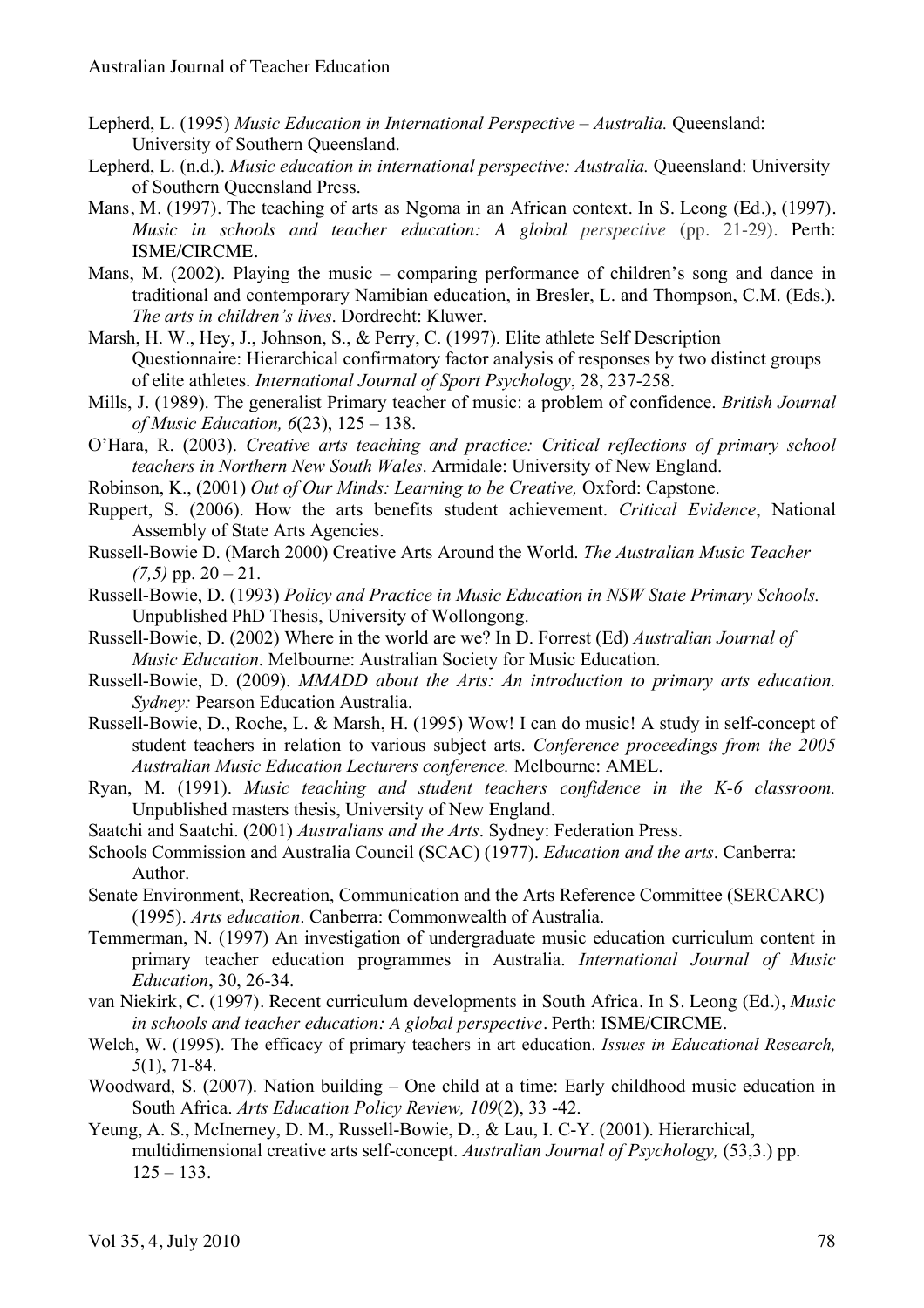Lepherd, L. (1995) *Music Education in International Perspective – Australia.* Queensland: University of Southern Queensland.

Lepherd, L. (n.d.). *Music education in international perspective: Australia.* Queensland: University of Southern Queensland Press.

Mans, M. (1997). The teaching of arts as Ngoma in an African context. In S. Leong (Ed.), (1997). *Music in schools and teacher education: A global perspective* (pp. 21-29). Perth: ISME/CIRCME.

Mans, M. (2002). Playing the music – comparing performance of children's song and dance in traditional and contemporary Namibian education, in Bresler, L. and Thompson, C.M. (Eds.). *The arts in children's lives*. Dordrecht: Kluwer.

Marsh, H. W., Hey, J., Johnson, S., & Perry, C. (1997). Elite athlete Self Description Questionnaire: Hierarchical confirmatory factor analysis of responses by two distinct groups of elite athletes. *International Journal of Sport Psychology*, 28, 237-258.

Mills, J. (1989). The generalist Primary teacher of music: a problem of confidence. *British Journal of Music Education, 6*(23), 125 – 138.

O'Hara, R. (2003). *Creative arts teaching and practice: Critical reflections of primary school teachers in Northern New South Wales*. Armidale: University of New England.

Robinson, K., (2001) *Out of Our Minds: Learning to be Creative,* Oxford: Capstone.

Ruppert, S. (2006). How the arts benefits student achievement. *Critical Evidence*, National Assembly of State Arts Agencies.

Russell-Bowie D. (March 2000) Creative Arts Around the World. *The Australian Music Teacher (7,5)* pp. 20 – 21.

Russell-Bowie, D. (1993) *Policy and Practice in Music Education in NSW State Primary Schools.* Unpublished PhD Thesis, University of Wollongong.

Russell-Bowie, D. (2002) Where in the world are we? In D. Forrest (Ed) *Australian Journal of Music Education*. Melbourne: Australian Society for Music Education.

Russell-Bowie, D. (2009). *MMADD about the Arts: An introduction to primary arts education. Sydney:* Pearson Education Australia.

Russell-Bowie, D., Roche, L. & Marsh, H. (1995) Wow! I can do music! A study in self-concept of student teachers in relation to various subject arts. *Conference proceedings from the 2005 Australian Music Education Lecturers conference.* Melbourne: AMEL.

Ryan, M. (1991). *Music teaching and student teachers confidence in the K-6 classroom.* Unpublished masters thesis, University of New England.

Saatchi and Saatchi. (2001) *Australians and the Arts*. Sydney: Federation Press.

Schools Commission and Australia Council (SCAC) (1977). *Education and the arts*. Canberra: Author.

Senate Environment, Recreation, Communication and the Arts Reference Committee (SERCARC) (1995). *Arts education*. Canberra: Commonwealth of Australia.

Temmerman, N. (1997) An investigation of undergraduate music education curriculum content in primary teacher education programmes in Australia. *International Journal of Music Education*, 30, 26-34.

van Niekirk, C. (1997). Recent curriculum developments in South Africa. In S. Leong (Ed.), *Music in schools and teacher education: A global perspective*. Perth: ISME/CIRCME.

Welch, W. (1995). The efficacy of primary teachers in art education. *Issues in Educational Research, 5*(1), 71-84.

Woodward, S. (2007). Nation building – One child at a time: Early childhood music education in South Africa. *Arts Education Policy Review, 109*(2), 33 -42.

Yeung, A. S., McInerney, D. M., Russell-Bowie, D., & Lau, I. C-Y. (2001). Hierarchical, multidimensional creative arts self-concept. *Australian Journal of Psychology,* (53,3.) pp. 125 – 133.